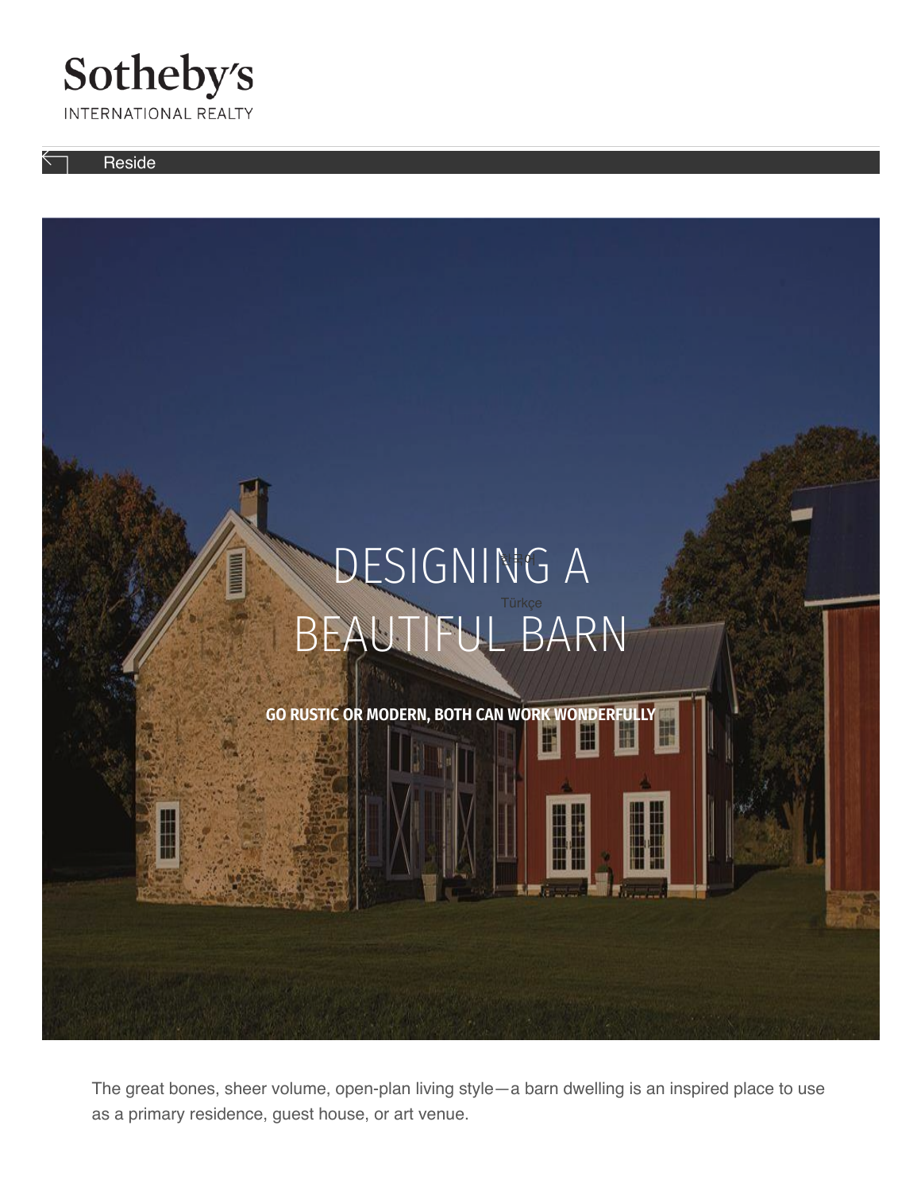Sotheby's

INTERNATIONAL REALTY

Reside

# DESIGNING A BEAUTIFUL BARN

**GO RUSTIC OR MODERN, BOTH CAN WORK WONDERFULLY**

The great bones, sheer volume, open-plan living style—a barn dwelling is an inspired place to use as a primary residence, guest house, or art venue.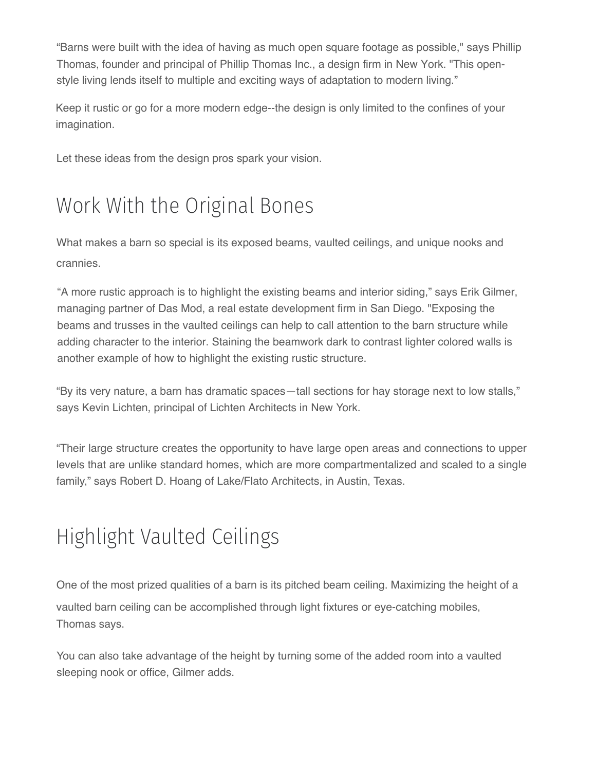“Barns were built with the idea of having as much open square footage as possible," says Phillip Thomas, founder and principal of Phillip Thomas Inc., a design firm in New York. "This open-style living lends itself to multiple and exciting ways of adaptation to modern living.”

Keep it rustic or go for a more modern edge--the design is only limited to the confines of your imagination.

Let these ideas from the design pros spark your vision.

## Work With the Original Bones

What makes a barn so special is its exposed beams, vaulted ceilings, and unique nooks and crannies.

“A more rustic approach is to highlight the existing beams and interior siding,” says Erik Gilmer, managing partner of Das Mod, a real estate development firm in San Diego. "Exposing the beams and trusses in the vaulted ceilings can help to call attention to the barn structure while adding character to the interior. Staining the beamwork dark to contrast lighter colored walls is another example of how to highlight the existing rustic structure.

“By its very nature, a barn has dramatic spaces—tall sections for hay storage next to low stalls,” says Kevin Lichten, principal of Lichten Architects in New York.

“Their large structure creates the opportunity to have large open areas and connections to upper levels that are unlike standard homes, which are more compartmentalized and scaled to a single family,” says Robert D. Hoang of Lake/Flato Architects, in Austin, Texas.

## Highlight Vaulted Ceilings

One of the most prized qualities of a barn is its pitched beam ceiling. Maximizing the height of a vaulted barn ceiling can be accomplished through light fixtures or eye-catching mobiles, Thomas says.

You can also take advantage of the height by turning some of the added room into a vaulted sleeping nook or office, Gilmer adds.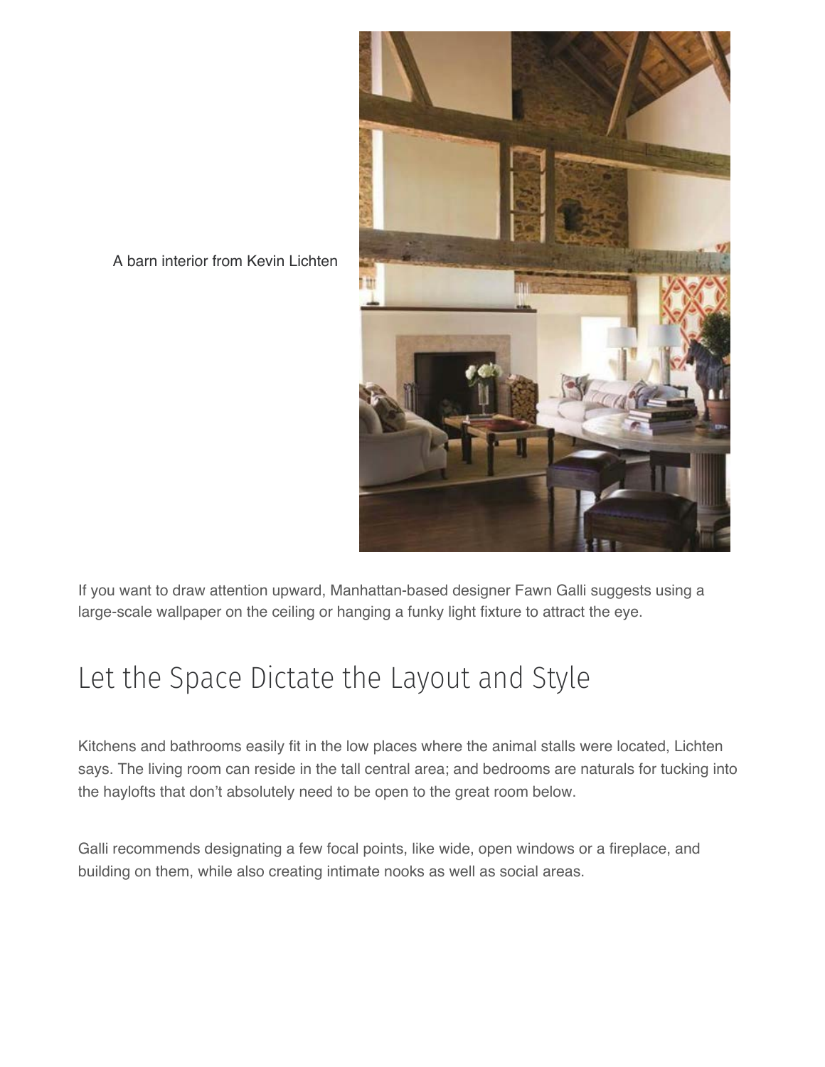A barn interior from Kevin Lichten

If you want to draw attention upward, Manhattan-based designer Fawn Galli suggests using a large-scale wallpaper on the ceiling or hanging a funky light fixture to attract the eye.

## Let the Space Dictate the Layout and Style

Kitchens and bathrooms easily fit in the low places where the animal stalls were located, Lichten says. The living room can reside in the tall central area; and bedrooms are naturals for tucking into the haylofts that don't absolutely need to be open to the great room below.

Galli recommends designating a few focal points, like wide, open windows or a fireplace, and building on them, while also creating intimate nooks as well as social areas.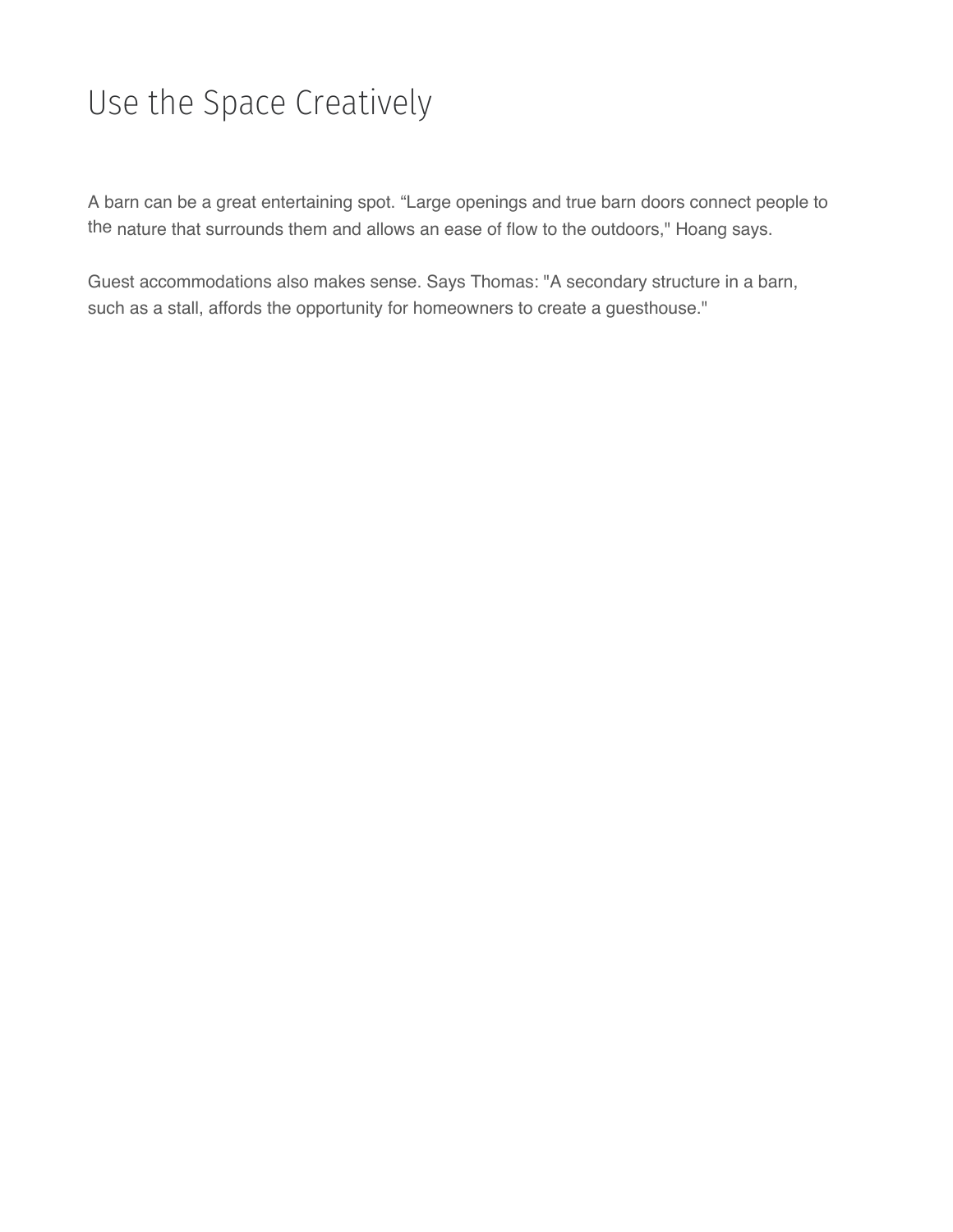## Use the Space Creatively

A barn can be a great entertaining spot. “Large openings and true barn doors connect people to the nature that surrounds them and allows an ease of flow to the outdoors," Hoang says.

Guest accommodations also makes sense. Says Thomas: "A secondary structure in a barn, such as a stall, affords the opportunity for homeowners to create a guesthouse."